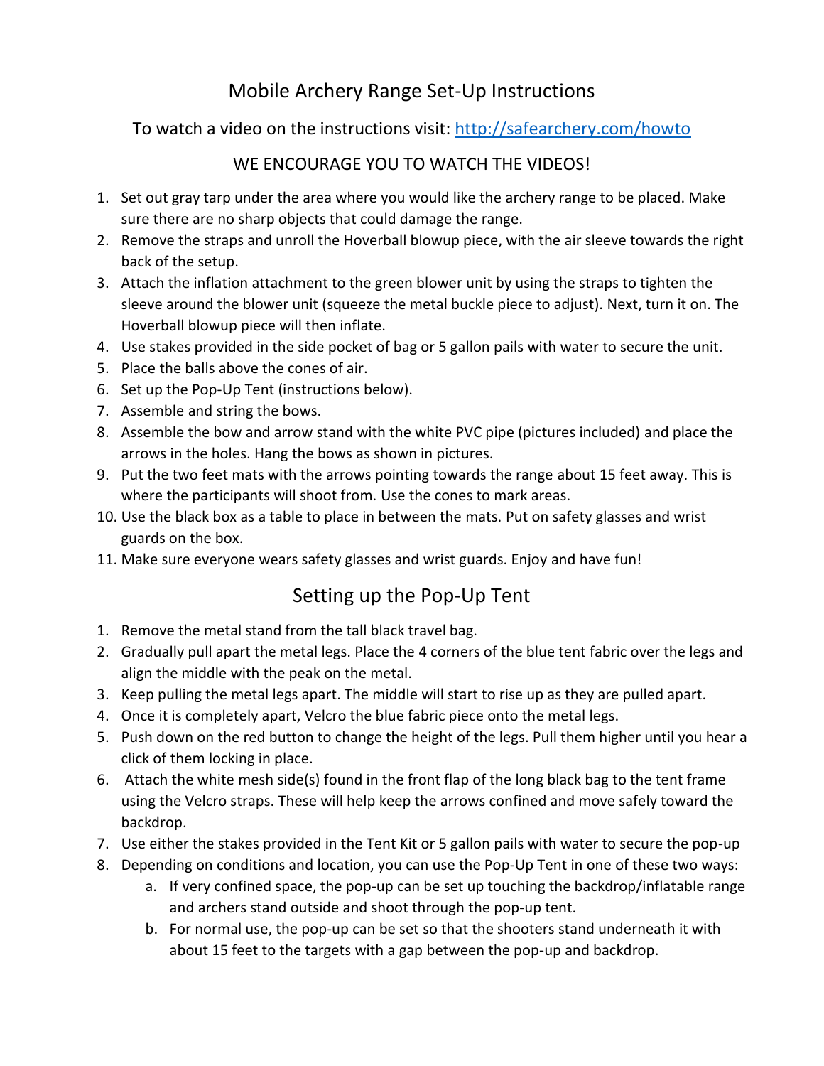# Mobile Archery Range Set-Up Instructions

To watch a video on the instructions visit: [http://safearchery.com/howto](http://safearchery.com/howto)

WE ENCOURAGE YOU TO WATCH THE VIDEOS!

1. Set out gray tarp under the area where you would like the archery range to be placed. Make sure there are no sharp objects that could damage the range.
2. Remove the straps and unroll the Hoverball blowup piece, with the air sleeve towards the right back of the setup.
3. Attach the inflation attachment to the green blower unit by using the straps to tighten the sleeve around the blower unit (squeeze the metal buckle piece to adjust). Next, turn it on. The Hoverball blowup piece will then inflate.
4. Use stakes provided in the side pocket of bag or 5 gallon pails with water to secure the unit.
5. Place the balls above the cones of air.
6. Set up the Pop-Up Tent (instructions below).
7. Assemble and string the bows.
8. Assemble the bow and arrow stand with the white PVC pipe (pictures included) and place the arrows in the holes. Hang the bows as shown in pictures.
9. Put the two feet mats with the arrows pointing towards the range about 15 feet away. This is where the participants will shoot from. Use the cones to mark areas.
10. Use the black box as a table to place in between the mats. Put on safety glasses and wrist guards on the box.
11. Make sure everyone wears safety glasses and wrist guards. Enjoy and have fun!

## Setting up the Pop-Up Tent

1. Remove the metal stand from the tall black travel bag.
2. Gradually pull apart the metal legs. Place the 4 corners of the blue tent fabric over the legs and align the middle with the peak on the metal.
3. Keep pulling the metal legs apart. The middle will start to rise up as they are pulled apart.
4. Once it is completely apart, Velcro the blue fabric piece onto the metal legs.
5. Push down on the red button to change the height of the legs. Pull them higher until you hear a click of them locking in place.
6. Attach the white mesh side(s) found in the front flap of the long black bag to the tent frame using the Velcro straps. These will help keep the arrows confined and move safely toward the backdrop.
7. Use either the stakes provided in the Tent Kit or 5 gallon pails with water to secure the pop-up
8. Depending on conditions and location, you can use the Pop-Up Tent in one of these two ways:
    a. If very confined space, the pop-up can be set up touching the backdrop/inflatable range and archers stand outside and shoot through the pop-up tent.
    b. For normal use, the pop-up can be set so that the shooters stand underneath it with about 15 feet to the targets with a gap between the pop-up and backdrop.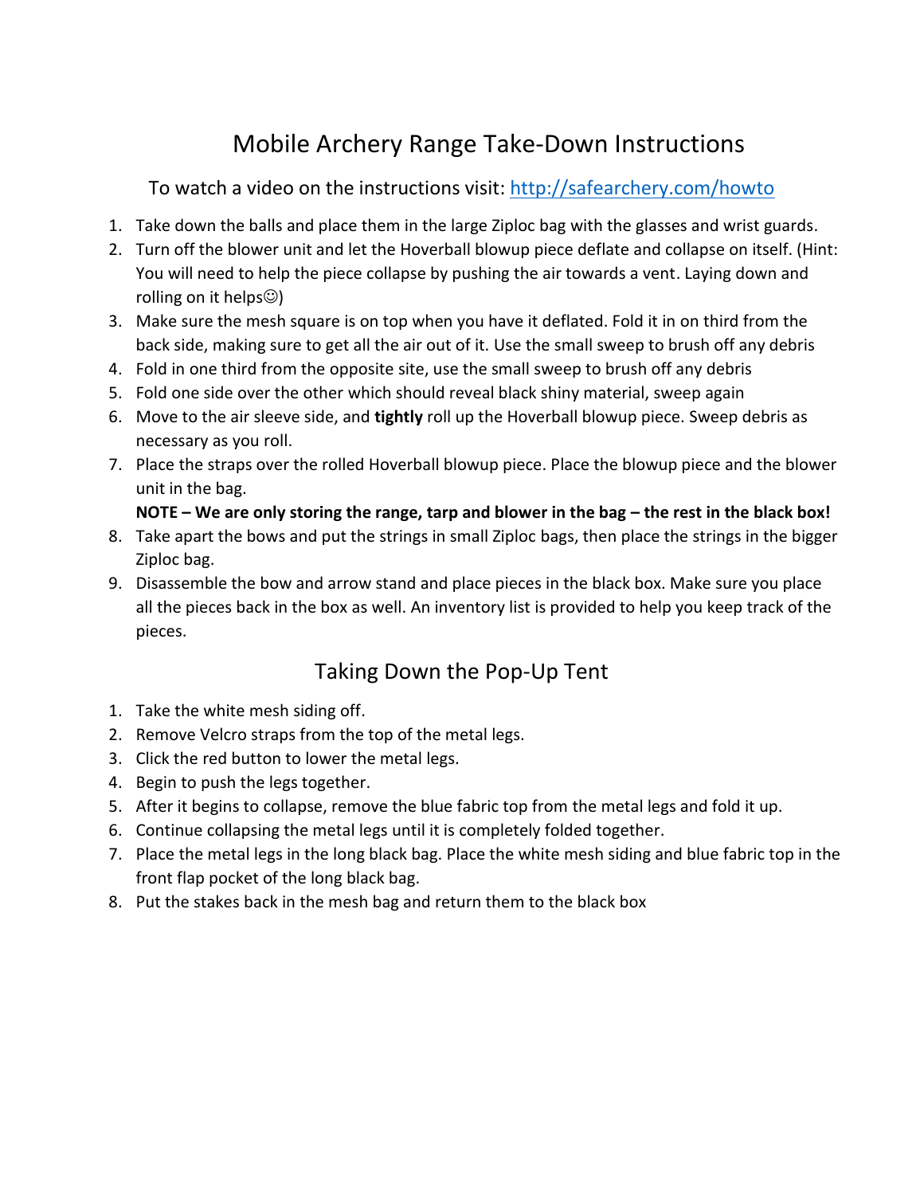# Mobile Archery Range Take-Down Instructions

To watch a video on the instructions visit: [http://safearchery.com/howto](http://safearchery.com/howto)

1. Take down the balls and place them in the large Ziploc bag with the glasses and wrist guards.
2. Turn off the blower unit and let the Hoverball blowup piece deflate and collapse on itself. (Hint: You will need to help the piece collapse by pushing the air towards a vent. Laying down and rolling on it helps☺)
3. Make sure the mesh square is on top when you have it deflated. Fold it in on third from the back side, making sure to get all the air out of it. Use the small sweep to brush off any debris
4. Fold in one third from the opposite site, use the small sweep to brush off any debris
5. Fold one side over the other which should reveal black shiny material, sweep again
6. Move to the air sleeve side, and **tightly** roll up the Hoverball blowup piece. Sweep debris as necessary as you roll.
7. Place the straps over the rolled Hoverball blowup piece. Place the blowup piece and the blower unit in the bag.
   **NOTE – We are only storing the range, tarp and blower in the bag – the rest in the black box!**
8. Take apart the bows and put the strings in small Ziploc bags, then place the strings in the bigger Ziploc bag.
9. Disassemble the bow and arrow stand and place pieces in the black box. Make sure you place all the pieces back in the box as well. An inventory list is provided to help you keep track of the pieces.

## Taking Down the Pop-Up Tent

1. Take the white mesh siding off.
2. Remove Velcro straps from the top of the metal legs.
3. Click the red button to lower the metal legs.
4. Begin to push the legs together.
5. After it begins to collapse, remove the blue fabric top from the metal legs and fold it up.
6. Continue collapsing the metal legs until it is completely folded together.
7. Place the metal legs in the long black bag. Place the white mesh siding and blue fabric top in the front flap pocket of the long black bag.
8. Put the stakes back in the mesh bag and return them to the black box